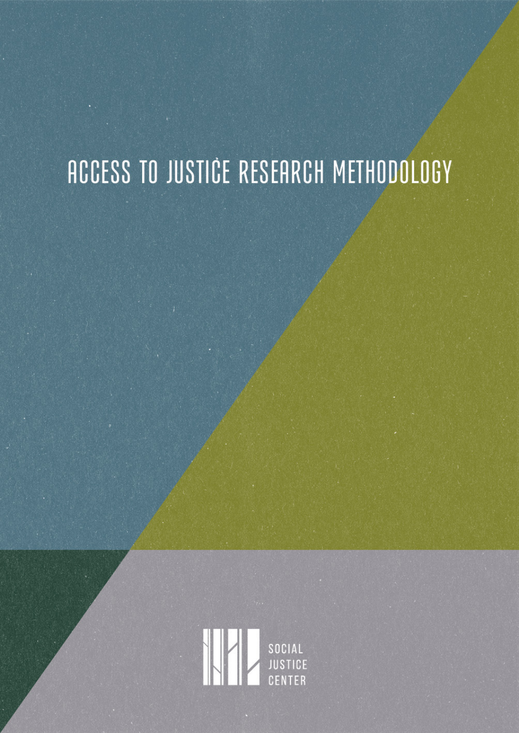# ACCESS TO JUSTICE RESEARCH METHODOLOGY

SOCIAL JUSTICE CENTER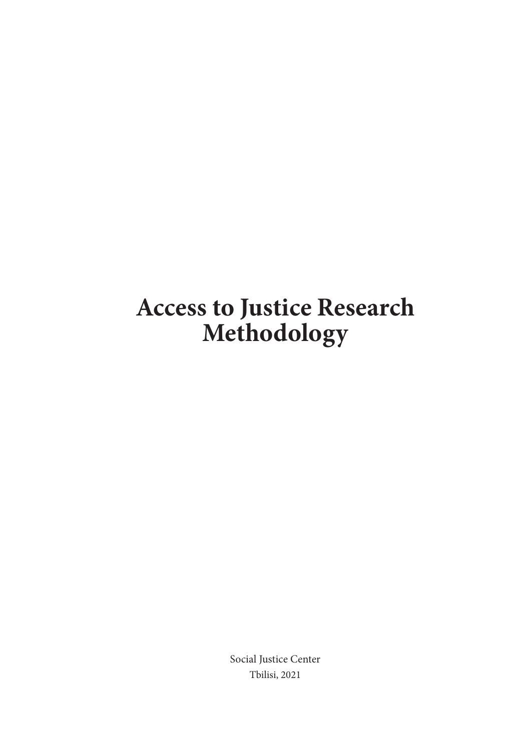# Access to Justice Research Methodology

Social Justice Center

Tbilisi, 2021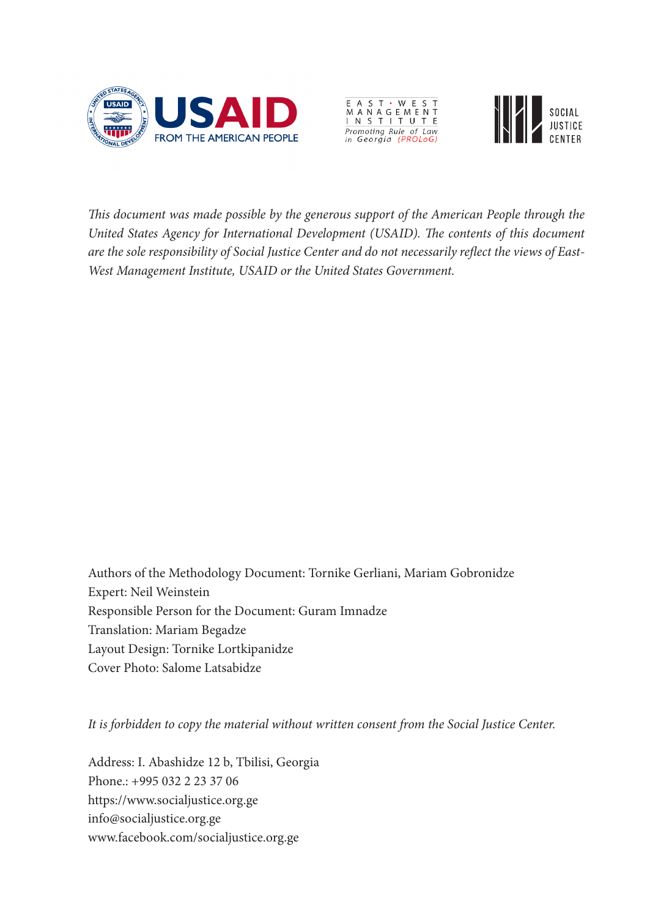*This document was made possible by the generous support of the American People through the United States Agency for International Development (USAID). The contents of this document are the sole responsibility of Social Justice Center and do not necessarily reflect the views of East-West Management Institute, USAID or the United States Government.*

Authors of the Methodology Document: Tornike Gerliani, Mariam Gobronidze
Expert: Neil Weinstein
Responsible Person for the Document: Guram Imnadze
Translation: Mariam Begadze
Layout Design: Tornike Lortkipanidze
Cover Photo: Salome Latsabidze

*It is forbidden to copy the material without written consent from the Social Justice Center.*

Address: I. Abashidze 12 b, Tbilisi, Georgia
Phone.: +995 032 2 23 37 06
https://www.socialjustice.org.ge
info@socialjustice.org.ge
www.facebook.com/socialjustice.org.ge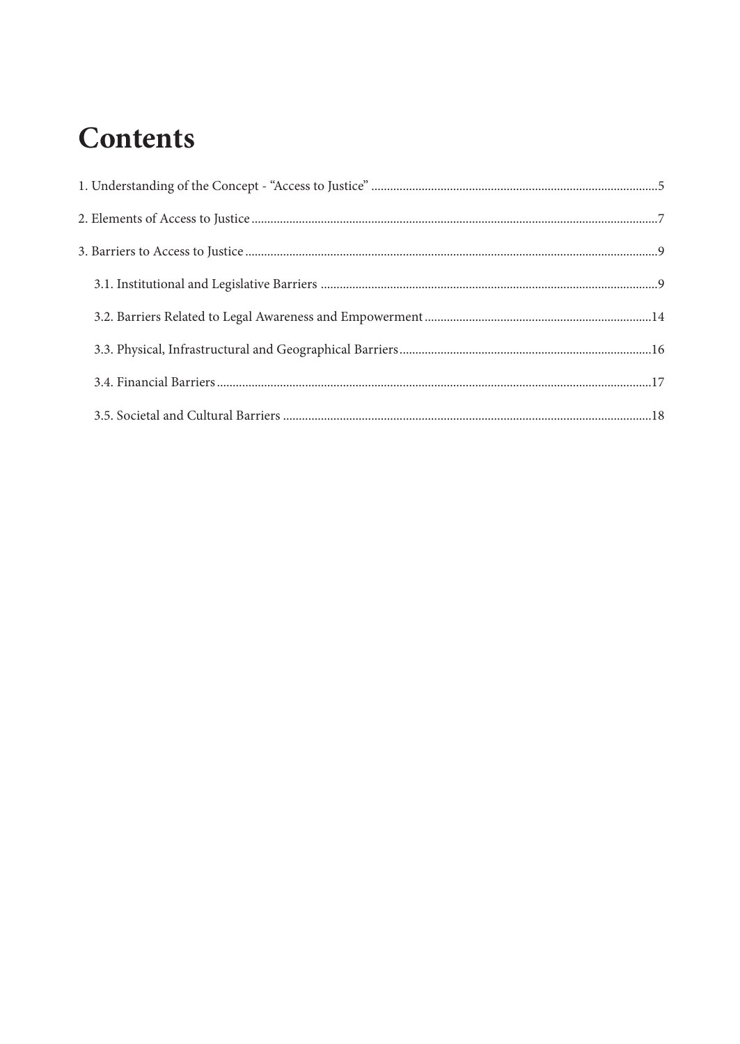# Contents

1. Understanding of the Concept - "Access to Justice" .....5

2. Elements of Access to Justice .....7

3. Barriers to Access to Justice .....9

    3.1. Institutional and Legislative Barriers .....9

    3.2. Barriers Related to Legal Awareness and Empowerment .....14

    3.3. Physical, Infrastructural and Geographical Barriers .....16

    3.4. Financial Barriers .....17

    3.5. Societal and Cultural Barriers .....18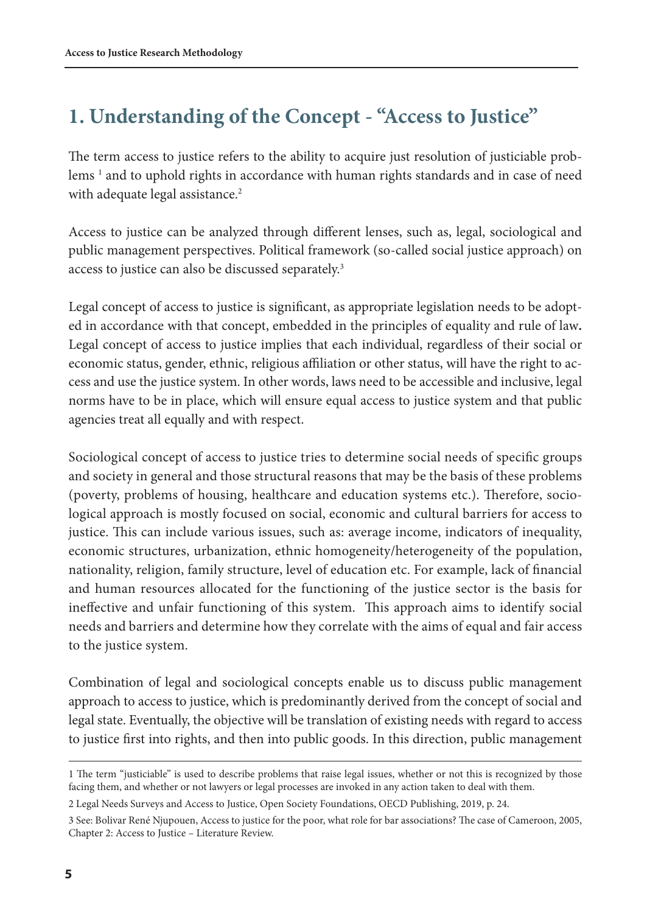# 1. Understanding of the Concept - "Access to Justice"

The term access to justice refers to the ability to acquire just resolution of justiciable problems [1] and to uphold rights in accordance with human rights standards and in case of need with adequate legal assistance.[2]

Access to justice can be analyzed through different lenses, such as, legal, sociological and public management perspectives. Political framework (so-called social justice approach) on access to justice can also be discussed separately.[3]

Legal concept of access to justice is significant, as appropriate legislation needs to be adopted in accordance with that concept, embedded in the principles of equality and rule of law**.** Legal concept of access to justice implies that each individual, regardless of their social or economic status, gender, ethnic, religious affiliation or other status, will have the right to access and use the justice system. In other words, laws need to be accessible and inclusive, legal norms have to be in place, which will ensure equal access to justice system and that public agencies treat all equally and with respect.

Sociological concept of access to justice tries to determine social needs of specific groups and society in general and those structural reasons that may be the basis of these problems (poverty, problems of housing, healthcare and education systems etc.). Therefore, sociological approach is mostly focused on social, economic and cultural barriers for access to justice. This can include various issues, such as: average income, indicators of inequality, economic structures, urbanization, ethnic homogeneity/heterogeneity of the population, nationality, religion, family structure, level of education etc. For example, lack of financial and human resources allocated for the functioning of the justice sector is the basis for ineffective and unfair functioning of this system. This approach aims to identify social needs and barriers and determine how they correlate with the aims of equal and fair access to the justice system.

Combination of legal and sociological concepts enable us to discuss public management approach to access to justice, which is predominantly derived from the concept of social and legal state. Eventually, the objective will be translation of existing needs with regard to access to justice first into rights, and then into public goods. In this direction, public management

---

1 The term "justiciable" is used to describe problems that raise legal issues, whether or not this is recognized by those facing them, and whether or not lawyers or legal processes are invoked in any action taken to deal with them.

2 Legal Needs Surveys and Access to Justice, Open Society Foundations, OECD Publishing, 2019, p. 24.

3 See: Bolivar René Njupouen, Access to justice for the poor, what role for bar associations? The case of Cameroon, 2005, Chapter 2: Access to Justice – Literature Review.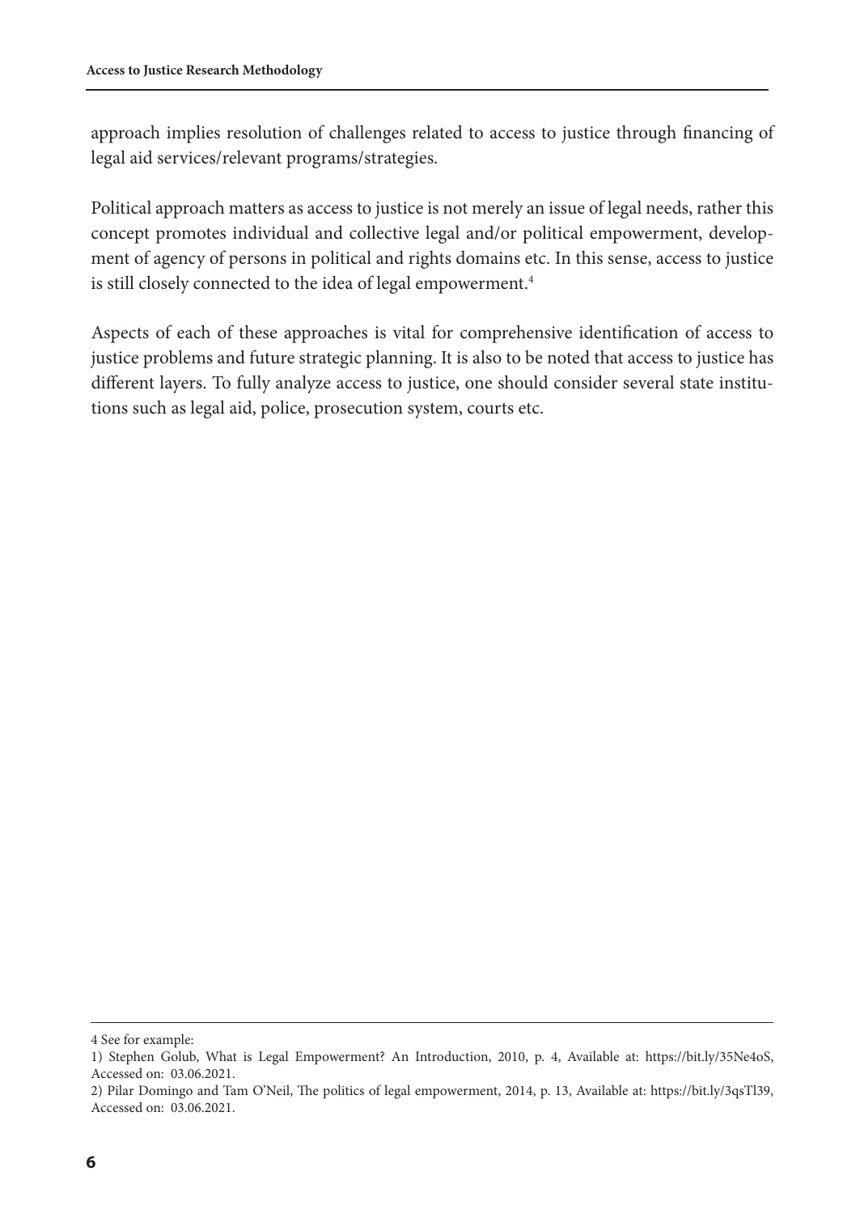approach implies resolution of challenges related to access to justice through financing of legal aid services/relevant programs/strategies.

Political approach matters as access to justice is not merely an issue of legal needs, rather this concept promotes individual and collective legal and/or political empowerment, development of agency of persons in political and rights domains etc. In this sense, access to justice is still closely connected to the idea of legal empowerment.[4]

Aspects of each of these approaches is vital for comprehensive identification of access to justice problems and future strategic planning. It is also to be noted that access to justice has different layers. To fully analyze access to justice, one should consider several state institutions such as legal aid, police, prosecution system, courts etc.

---

4 See for example:

1) Stephen Golub, What is Legal Empowerment? An Introduction, 2010, p. 4, Available at: https://bit.ly/35Ne4oS, Accessed on: 03.06.2021.

2) Pilar Domingo and Tam O'Neil, The politics of legal empowerment, 2014, p. 13, Available at: https://bit.ly/3qsTl39, Accessed on: 03.06.2021.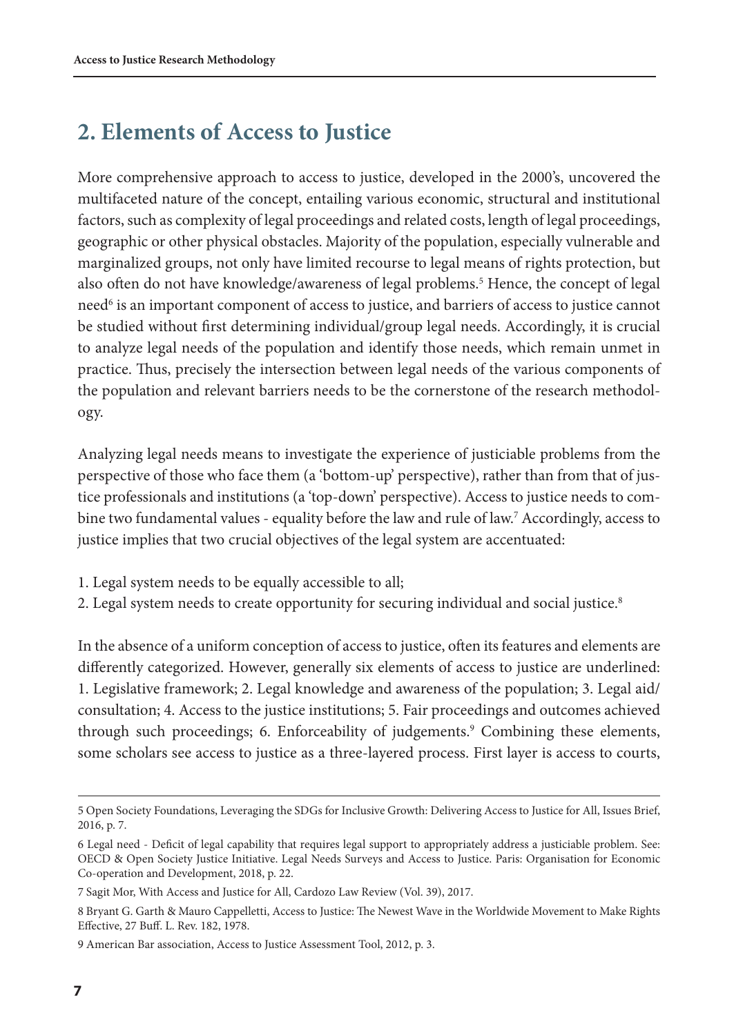## 2. Elements of Access to Justice

More comprehensive approach to access to justice, developed in the 2000's, uncovered the multifaceted nature of the concept, entailing various economic, structural and institutional factors, such as complexity of legal proceedings and related costs, length of legal proceedings, geographic or other physical obstacles. Majority of the population, especially vulnerable and marginalized groups, not only have limited recourse to legal means of rights protection, but also often do not have knowledge/awareness of legal problems.[5] Hence, the concept of legal need[6] is an important component of access to justice, and barriers of access to justice cannot be studied without first determining individual/group legal needs. Accordingly, it is crucial to analyze legal needs of the population and identify those needs, which remain unmet in practice. Thus, precisely the intersection between legal needs of the various components of the population and relevant barriers needs to be the cornerstone of the research methodology.

Analyzing legal needs means to investigate the experience of justiciable problems from the perspective of those who face them (a 'bottom-up' perspective), rather than from that of justice professionals and institutions (a 'top-down' perspective). Access to justice needs to combine two fundamental values - equality before the law and rule of law.[7] Accordingly, access to justice implies that two crucial objectives of the legal system are accentuated:

1. Legal system needs to be equally accessible to all;
2. Legal system needs to create opportunity for securing individual and social justice.[8]

In the absence of a uniform conception of access to justice, often its features and elements are differently categorized. However, generally six elements of access to justice are underlined: 1. Legislative framework; 2. Legal knowledge and awareness of the population; 3. Legal aid/consultation; 4. Access to the justice institutions; 5. Fair proceedings and outcomes achieved through such proceedings; 6. Enforceability of judgements.[9] Combining these elements, some scholars see access to justice as a three-layered process. First layer is access to courts,

---

5 Open Society Foundations, Leveraging the SDGs for Inclusive Growth: Delivering Access to Justice for All, Issues Brief, 2016, p. 7.

6 Legal need - Deficit of legal capability that requires legal support to appropriately address a justiciable problem. See: OECD & Open Society Justice Initiative. Legal Needs Surveys and Access to Justice. Paris: Organisation for Economic Co-operation and Development, 2018, p. 22.

7 Sagit Mor, With Access and Justice for All, Cardozo Law Review (Vol. 39), 2017.

8 Bryant G. Garth & Mauro Cappelletti, Access to Justice: The Newest Wave in the Worldwide Movement to Make Rights Effective, 27 Buff. L. Rev. 182, 1978.

9 American Bar association, Access to Justice Assessment Tool, 2012, p. 3.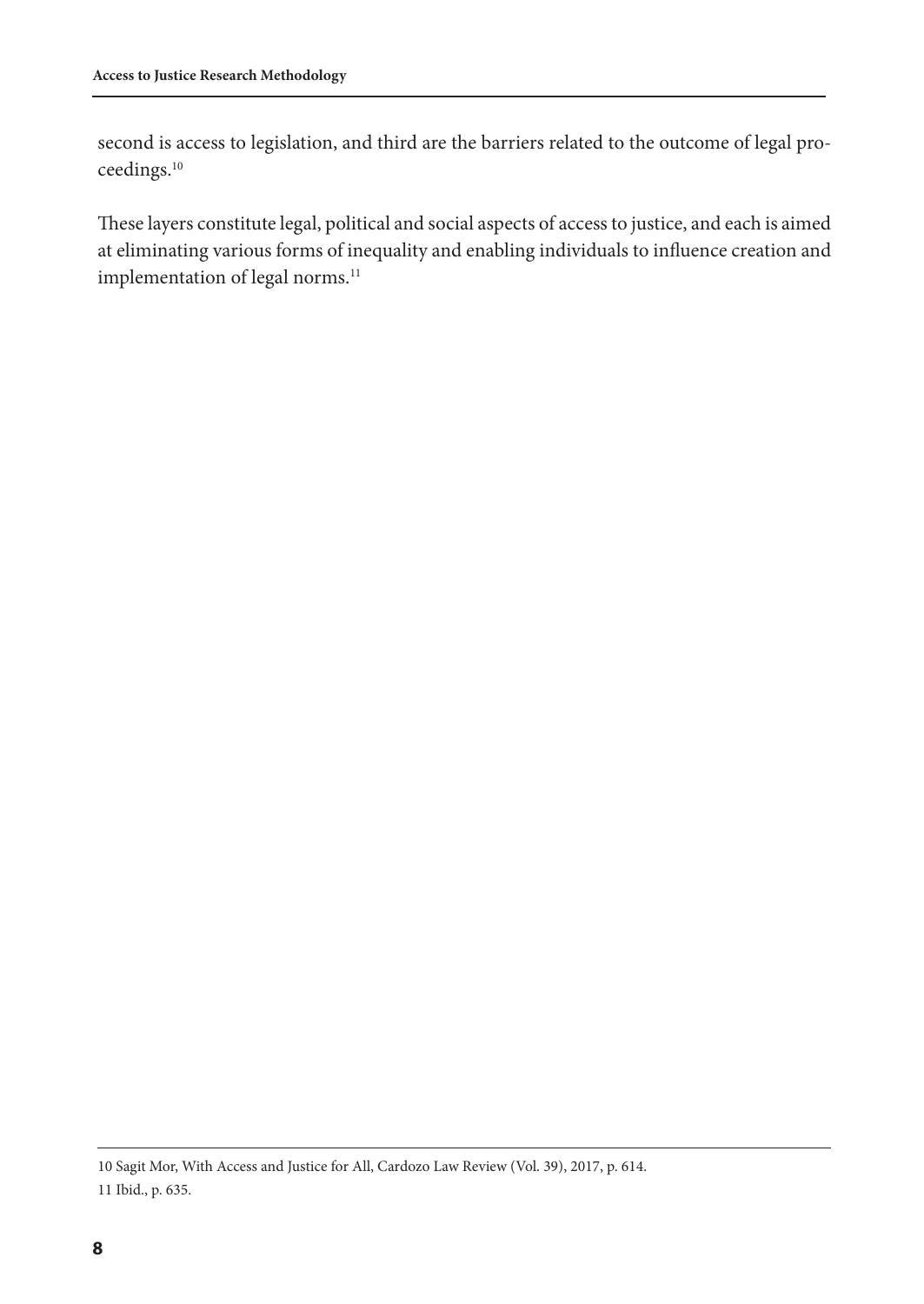second is access to legislation, and third are the barriers related to the outcome of legal proceedings.[10]

These layers constitute legal, political and social aspects of access to justice, and each is aimed at eliminating various forms of inequality and enabling individuals to influence creation and implementation of legal norms.[11]

---

10 Sagit Mor, With Access and Justice for All, Cardozo Law Review (Vol. 39), 2017, p. 614.

11 Ibid., p. 635.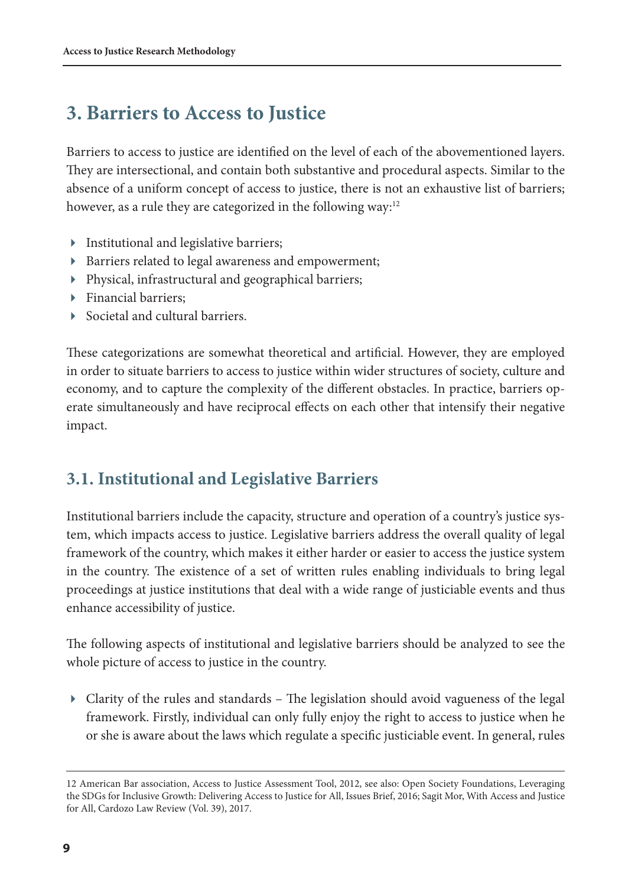## 3. Barriers to Access to Justice

Barriers to access to justice are identified on the level of each of the abovementioned layers. They are intersectional, and contain both substantive and procedural aspects. Similar to the absence of a uniform concept of access to justice, there is not an exhaustive list of barriers; however, as a rule they are categorized in the following way:[12]

- Institutional and legislative barriers;
- Barriers related to legal awareness and empowerment;
- Physical, infrastructural and geographical barriers;
- Financial barriers;
- Societal and cultural barriers.

These categorizations are somewhat theoretical and artificial. However, they are employed in order to situate barriers to access to justice within wider structures of society, culture and economy, and to capture the complexity of the different obstacles. In practice, barriers operate simultaneously and have reciprocal effects on each other that intensify their negative impact.

### 3.1. Institutional and Legislative Barriers

Institutional barriers include the capacity, structure and operation of a country's justice system, which impacts access to justice. Legislative barriers address the overall quality of legal framework of the country, which makes it either harder or easier to access the justice system in the country. The existence of a set of written rules enabling individuals to bring legal proceedings at justice institutions that deal with a wide range of justiciable events and thus enhance accessibility of justice.

The following aspects of institutional and legislative barriers should be analyzed to see the whole picture of access to justice in the country.

- Clarity of the rules and standards – The legislation should avoid vagueness of the legal framework. Firstly, individual can only fully enjoy the right to access to justice when he or she is aware about the laws which regulate a specific justiciable event. In general, rules

12 American Bar association, Access to Justice Assessment Tool, 2012, see also: Open Society Foundations, Leveraging the SDGs for Inclusive Growth: Delivering Access to Justice for All, Issues Brief, 2016; Sagit Mor, With Access and Justice for All, Cardozo Law Review (Vol. 39), 2017.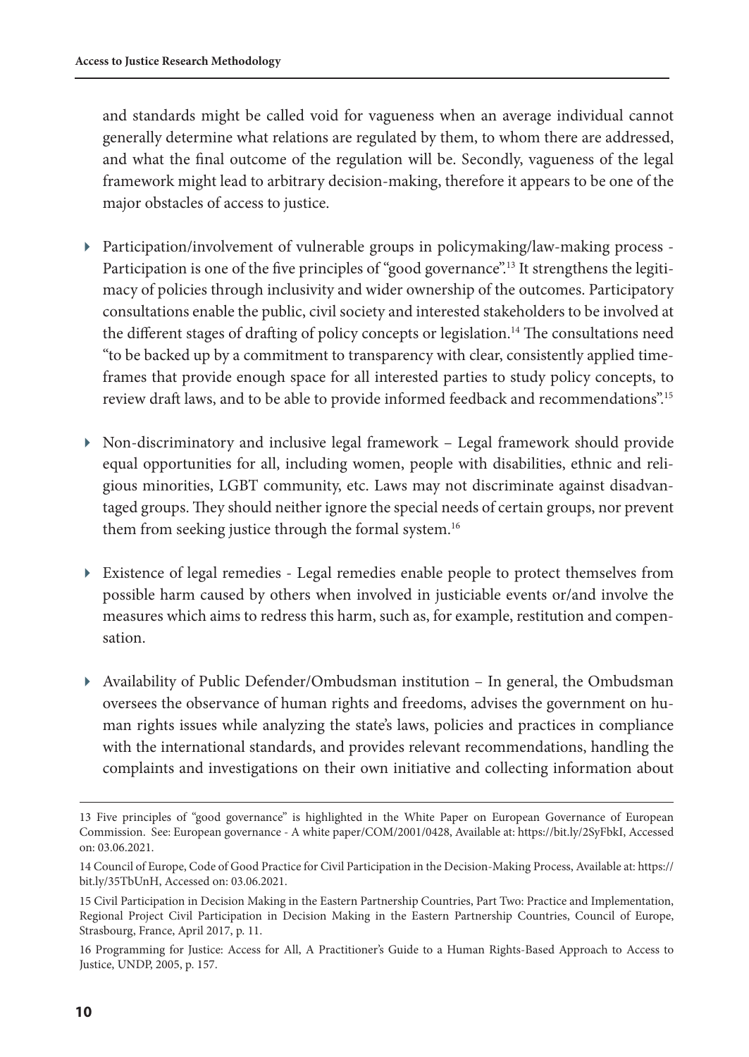and standards might be called void for vagueness when an average individual cannot generally determine what relations are regulated by them, to whom there are addressed, and what the final outcome of the regulation will be. Secondly, vagueness of the legal framework might lead to arbitrary decision-making, therefore it appears to be one of the major obstacles of access to justice.

- Participation/involvement of vulnerable groups in policymaking/law-making process - Participation is one of the five principles of "good governance".[13] It strengthens the legitimacy of policies through inclusivity and wider ownership of the outcomes. Participatory consultations enable the public, civil society and interested stakeholders to be involved at the different stages of drafting of policy concepts or legislation.[14] The consultations need "to be backed up by a commitment to transparency with clear, consistently applied timeframes that provide enough space for all interested parties to study policy concepts, to review draft laws, and to be able to provide informed feedback and recommendations".[15]

- Non-discriminatory and inclusive legal framework – Legal framework should provide equal opportunities for all, including women, people with disabilities, ethnic and religious minorities, LGBT community, etc. Laws may not discriminate against disadvantaged groups. They should neither ignore the special needs of certain groups, nor prevent them from seeking justice through the formal system.[16]

- Existence of legal remedies - Legal remedies enable people to protect themselves from possible harm caused by others when involved in justiciable events or/and involve the measures which aims to redress this harm, such as, for example, restitution and compensation.

- Availability of Public Defender/Ombudsman institution – In general, the Ombudsman oversees the observance of human rights and freedoms, advises the government on human rights issues while analyzing the state's laws, policies and practices in compliance with the international standards, and provides relevant recommendations, handling the complaints and investigations on their own initiative and collecting information about

---

13 Five principles of "good governance" is highlighted in the White Paper on European Governance of European Commission. See: European governance - A white paper/COM/2001/0428, Available at: https://bit.ly/2SyFbkI, Accessed on: 03.06.2021.

14 Council of Europe, Code of Good Practice for Civil Participation in the Decision-Making Process, Available at: https://bit.ly/35TbUnH, Accessed on: 03.06.2021.

15 Civil Participation in Decision Making in the Eastern Partnership Countries, Part Two: Practice and Implementation, Regional Project Civil Participation in Decision Making in the Eastern Partnership Countries, Council of Europe, Strasbourg, France, April 2017, p. 11.

16 Programming for Justice: Access for All, A Practitioner's Guide to a Human Rights-Based Approach to Access to Justice, UNDP, 2005, p. 157.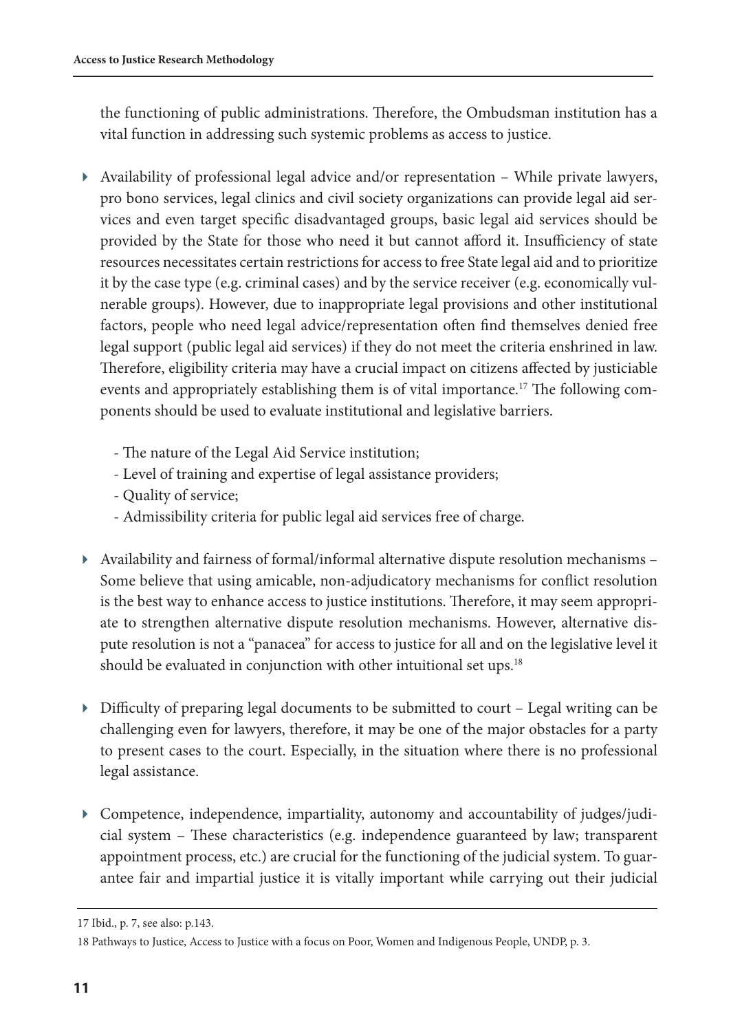the functioning of public administrations. Therefore, the Ombudsman institution has a vital function in addressing such systemic problems as access to justice.

- Availability of professional legal advice and/or representation – While private lawyers, pro bono services, legal clinics and civil society organizations can provide legal aid services and even target specific disadvantaged groups, basic legal aid services should be provided by the State for those who need it but cannot afford it. Insufficiency of state resources necessitates certain restrictions for access to free State legal aid and to prioritize it by the case type (e.g. criminal cases) and by the service receiver (e.g. economically vulnerable groups). However, due to inappropriate legal provisions and other institutional factors, people who need legal advice/representation often find themselves denied free legal support (public legal aid services) if they do not meet the criteria enshrined in law. Therefore, eligibility criteria may have a crucial impact on citizens affected by justiciable events and appropriately establishing them is of vital importance.[17] The following components should be used to evaluate institutional and legislative barriers.

    - The nature of the Legal Aid Service institution;
    - Level of training and expertise of legal assistance providers;
    - Quality of service;
    - Admissibility criteria for public legal aid services free of charge.

- Availability and fairness of formal/informal alternative dispute resolution mechanisms – Some believe that using amicable, non-adjudicatory mechanisms for conflict resolution is the best way to enhance access to justice institutions. Therefore, it may seem appropriate to strengthen alternative dispute resolution mechanisms. However, alternative dispute resolution is not a "panacea" for access to justice for all and on the legislative level it should be evaluated in conjunction with other intuitional set ups.[18]

- Difficulty of preparing legal documents to be submitted to court – Legal writing can be challenging even for lawyers, therefore, it may be one of the major obstacles for a party to present cases to the court. Especially, in the situation where there is no professional legal assistance.

- Competence, independence, impartiality, autonomy and accountability of judges/judicial system – These characteristics (e.g. independence guaranteed by law; transparent appointment process, etc.) are crucial for the functioning of the judicial system. To guarantee fair and impartial justice it is vitally important while carrying out their judicial

---

17 Ibid., p. 7, see also: p.143.

18 Pathways to Justice, Access to Justice with a focus on Poor, Women and Indigenous People, UNDP, p. 3.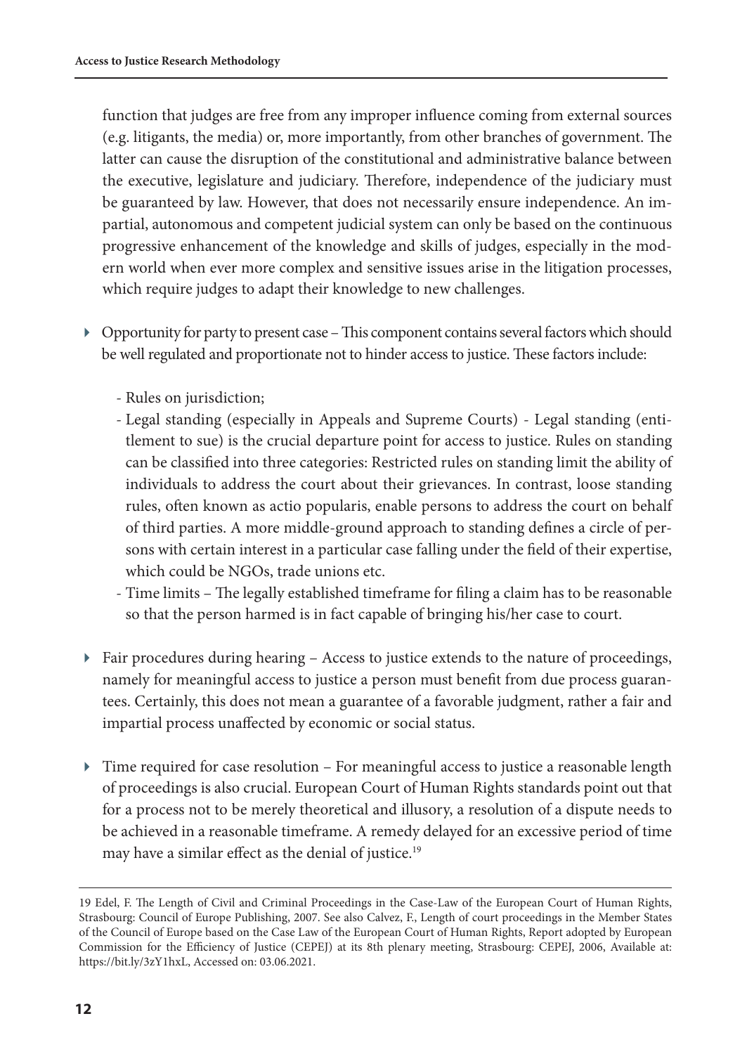function that judges are free from any improper influence coming from external sources (e.g. litigants, the media) or, more importantly, from other branches of government. The latter can cause the disruption of the constitutional and administrative balance between the executive, legislature and judiciary. Therefore, independence of the judiciary must be guaranteed by law. However, that does not necessarily ensure independence. An impartial, autonomous and competent judicial system can only be based on the continuous progressive enhancement of the knowledge and skills of judges, especially in the modern world when ever more complex and sensitive issues arise in the litigation processes, which require judges to adapt their knowledge to new challenges.

- Opportunity for party to present case – This component contains several factors which should be well regulated and proportionate not to hinder access to justice. These factors include:
  - Rules on jurisdiction;
  - Legal standing (especially in Appeals and Supreme Courts) - Legal standing (entitlement to sue) is the crucial departure point for access to justice. Rules on standing can be classified into three categories: Restricted rules on standing limit the ability of individuals to address the court about their grievances. In contrast, loose standing rules, often known as actio popularis, enable persons to address the court on behalf of third parties. A more middle-ground approach to standing defines a circle of persons with certain interest in a particular case falling under the field of their expertise, which could be NGOs, trade unions etc.
  - Time limits – The legally established timeframe for filing a claim has to be reasonable so that the person harmed is in fact capable of bringing his/her case to court.
- Fair procedures during hearing – Access to justice extends to the nature of proceedings, namely for meaningful access to justice a person must benefit from due process guarantees. Certainly, this does not mean a guarantee of a favorable judgment, rather a fair and impartial process unaffected by economic or social status.
- Time required for case resolution – For meaningful access to justice a reasonable length of proceedings is also crucial. European Court of Human Rights standards point out that for a process not to be merely theoretical and illusory, a resolution of a dispute needs to be achieved in a reasonable timeframe. A remedy delayed for an excessive period of time may have a similar effect as the denial of justice.[19]

---

19 Edel, F. The Length of Civil and Criminal Proceedings in the Case-Law of the European Court of Human Rights, Strasbourg: Council of Europe Publishing, 2007. See also Calvez, F., Length of court proceedings in the Member States of the Council of Europe based on the Case Law of the European Court of Human Rights, Report adopted by European Commission for the Efficiency of Justice (CEPEJ) at its 8th plenary meeting, Strasbourg: CEPEJ, 2006, Available at: https://bit.ly/3zY1hxL, Accessed on: 03.06.2021.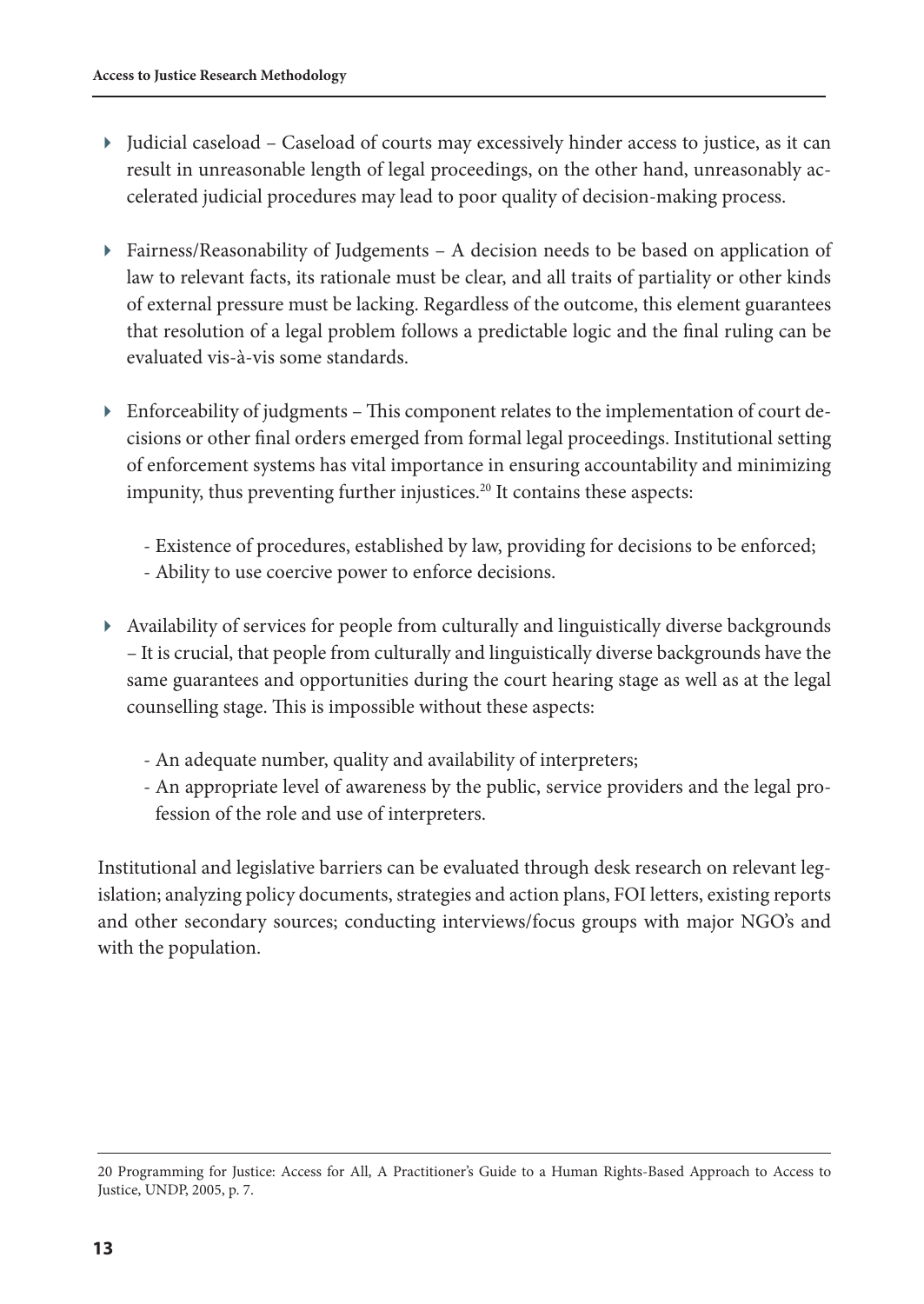- Judicial caseload – Caseload of courts may excessively hinder access to justice, as it can result in unreasonable length of legal proceedings, on the other hand, unreasonably accelerated judicial procedures may lead to poor quality of decision-making process.

- Fairness/Reasonability of Judgements – A decision needs to be based on application of law to relevant facts, its rationale must be clear, and all traits of partiality or other kinds of external pressure must be lacking. Regardless of the outcome, this element guarantees that resolution of a legal problem follows a predictable logic and the final ruling can be evaluated vis-à-vis some standards.

- Enforceability of judgments – This component relates to the implementation of court decisions or other final orders emerged from formal legal proceedings. Institutional setting of enforcement systems has vital importance in ensuring accountability and minimizing impunity, thus preventing further injustices.[20] It contains these aspects:

  - Existence of procedures, established by law, providing for decisions to be enforced;
  - Ability to use coercive power to enforce decisions.

- Availability of services for people from culturally and linguistically diverse backgrounds – It is crucial, that people from culturally and linguistically diverse backgrounds have the same guarantees and opportunities during the court hearing stage as well as at the legal counselling stage. This is impossible without these aspects:

  - An adequate number, quality and availability of interpreters;
  - An appropriate level of awareness by the public, service providers and the legal profession of the role and use of interpreters.

Institutional and legislative barriers can be evaluated through desk research on relevant legislation; analyzing policy documents, strategies and action plans, FOI letters, existing reports and other secondary sources; conducting interviews/focus groups with major NGO's and with the population.

---

20 Programming for Justice: Access for All, A Practitioner's Guide to a Human Rights-Based Approach to Access to Justice, UNDP, 2005, p. 7.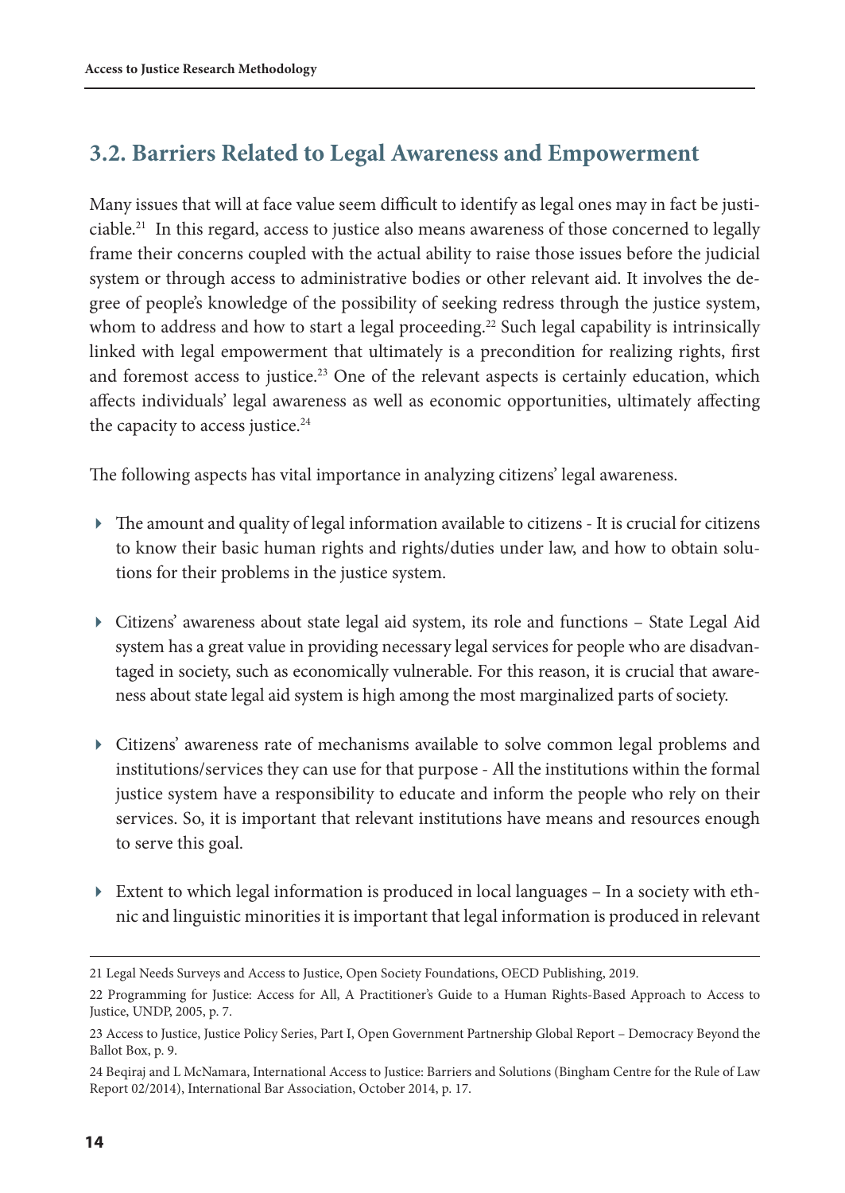## 3.2. Barriers Related to Legal Awareness and Empowerment

Many issues that will at face value seem difficult to identify as legal ones may in fact be justiciable.[21] In this regard, access to justice also means awareness of those concerned to legally frame their concerns coupled with the actual ability to raise those issues before the judicial system or through access to administrative bodies or other relevant aid. It involves the degree of people's knowledge of the possibility of seeking redress through the justice system, whom to address and how to start a legal proceeding.[22] Such legal capability is intrinsically linked with legal empowerment that ultimately is a precondition for realizing rights, first and foremost access to justice.[23] One of the relevant aspects is certainly education, which affects individuals' legal awareness as well as economic opportunities, ultimately affecting the capacity to access justice.[24]

The following aspects has vital importance in analyzing citizens' legal awareness.

- The amount and quality of legal information available to citizens - It is crucial for citizens to know their basic human rights and rights/duties under law, and how to obtain solutions for their problems in the justice system.
- Citizens' awareness about state legal aid system, its role and functions – State Legal Aid system has a great value in providing necessary legal services for people who are disadvantaged in society, such as economically vulnerable. For this reason, it is crucial that awareness about state legal aid system is high among the most marginalized parts of society.
- Citizens' awareness rate of mechanisms available to solve common legal problems and institutions/services they can use for that purpose - All the institutions within the formal justice system have a responsibility to educate and inform the people who rely on their services. So, it is important that relevant institutions have means and resources enough to serve this goal.
- Extent to which legal information is produced in local languages – In a society with ethnic and linguistic minorities it is important that legal information is produced in relevant

---

21 Legal Needs Surveys and Access to Justice, Open Society Foundations, OECD Publishing, 2019.

22 Programming for Justice: Access for All, A Practitioner's Guide to a Human Rights-Based Approach to Access to Justice, UNDP, 2005, p. 7.

23 Access to Justice, Justice Policy Series, Part I, Open Government Partnership Global Report – Democracy Beyond the Ballot Box, p. 9.

24 Beqiraj and L McNamara, International Access to Justice: Barriers and Solutions (Bingham Centre for the Rule of Law Report 02/2014), International Bar Association, October 2014, p. 17.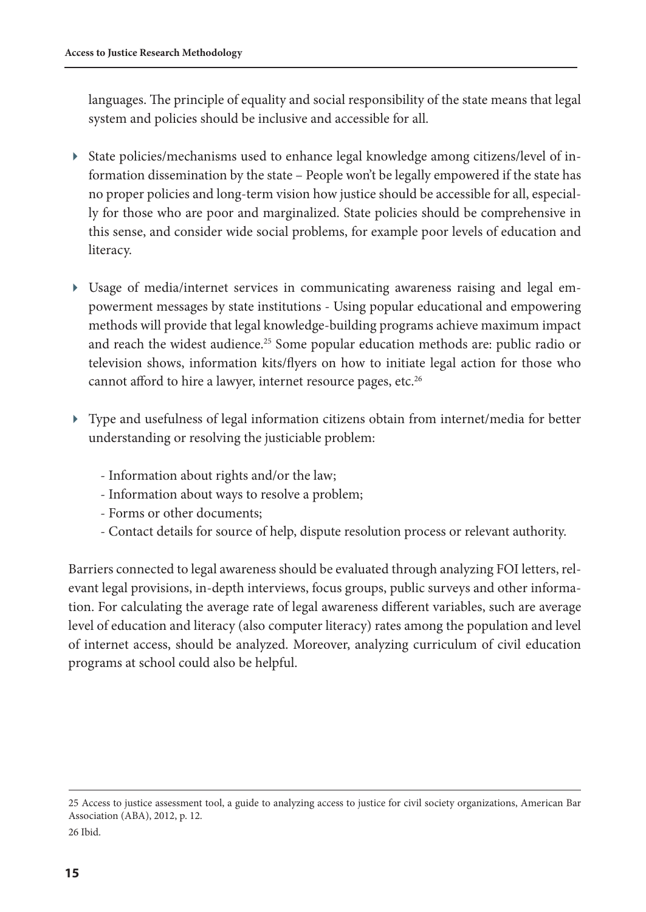languages. The principle of equality and social responsibility of the state means that legal system and policies should be inclusive and accessible for all.

- State policies/mechanisms used to enhance legal knowledge among citizens/level of information dissemination by the state – People won't be legally empowered if the state has no proper policies and long-term vision how justice should be accessible for all, especially for those who are poor and marginalized. State policies should be comprehensive in this sense, and consider wide social problems, for example poor levels of education and literacy.

- Usage of media/internet services in communicating awareness raising and legal empowerment messages by state institutions - Using popular educational and empowering methods will provide that legal knowledge-building programs achieve maximum impact and reach the widest audience.[25] Some popular education methods are: public radio or television shows, information kits/flyers on how to initiate legal action for those who cannot afford to hire a lawyer, internet resource pages, etc.[26]

- Type and usefulness of legal information citizens obtain from internet/media for better understanding or resolving the justiciable problem:

  - Information about rights and/or the law;
  - Information about ways to resolve a problem;
  - Forms or other documents;
  - Contact details for source of help, dispute resolution process or relevant authority.

Barriers connected to legal awareness should be evaluated through analyzing FOI letters, relevant legal provisions, in-depth interviews, focus groups, public surveys and other information. For calculating the average rate of legal awareness different variables, such are average level of education and literacy (also computer literacy) rates among the population and level of internet access, should be analyzed. Moreover, analyzing curriculum of civil education programs at school could also be helpful.

---

25 Access to justice assessment tool, a guide to analyzing access to justice for civil society organizations, American Bar Association (ABA), 2012, p. 12.

26 Ibid.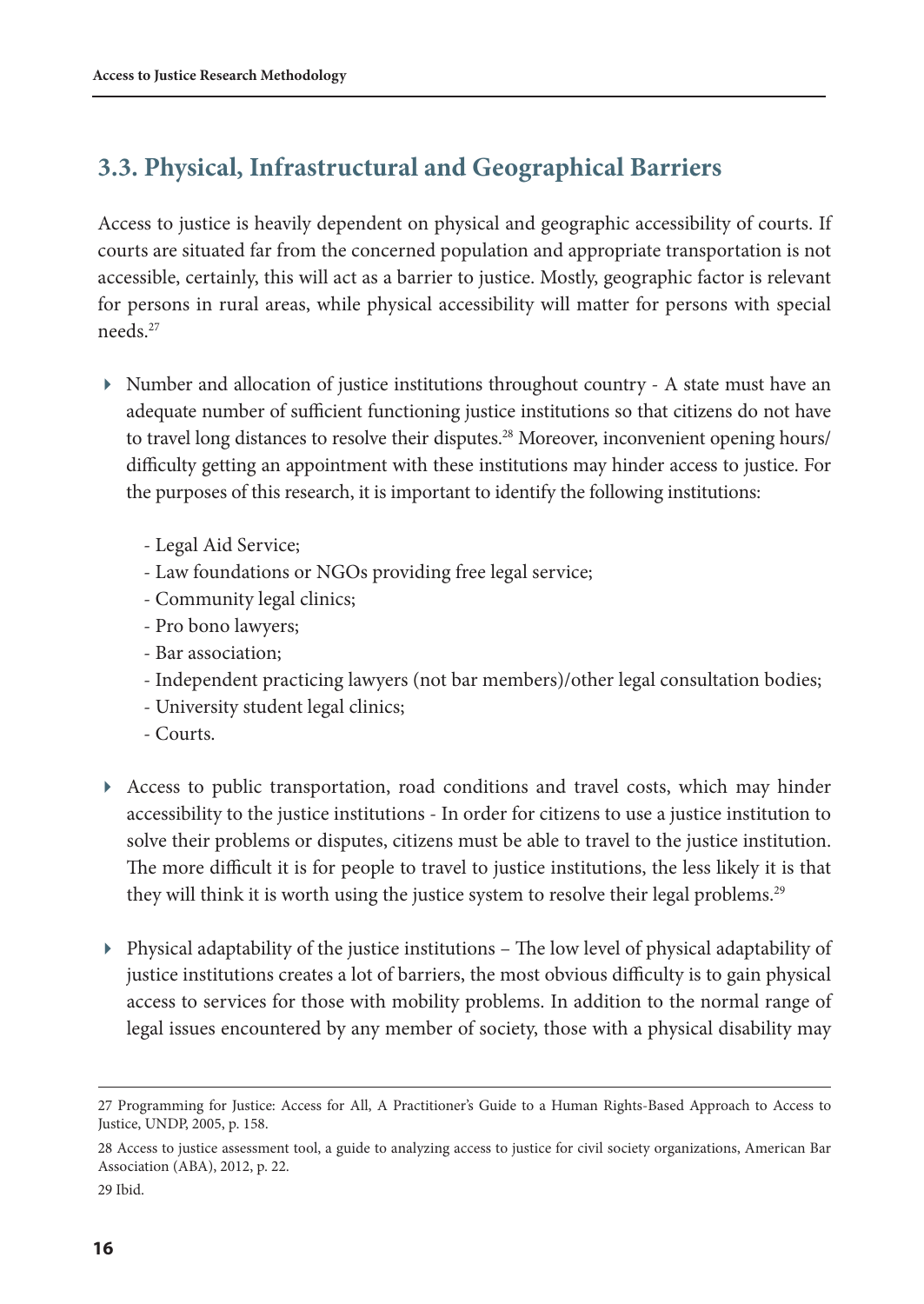## 3.3. Physical, Infrastructural and Geographical Barriers

Access to justice is heavily dependent on physical and geographic accessibility of courts. If courts are situated far from the concerned population and appropriate transportation is not accessible, certainly, this will act as a barrier to justice. Mostly, geographic factor is relevant for persons in rural areas, while physical accessibility will matter for persons with special needs.[27]

- Number and allocation of justice institutions throughout country - A state must have an adequate number of sufficient functioning justice institutions so that citizens do not have to travel long distances to resolve their disputes.[28] Moreover, inconvenient opening hours/ difficulty getting an appointment with these institutions may hinder access to justice. For the purposes of this research, it is important to identify the following institutions:

  - Legal Aid Service;
  - Law foundations or NGOs providing free legal service;
  - Community legal clinics;
  - Pro bono lawyers;
  - Bar association;
  - Independent practicing lawyers (not bar members)/other legal consultation bodies;
  - University student legal clinics;
  - Courts.

- Access to public transportation, road conditions and travel costs, which may hinder accessibility to the justice institutions - In order for citizens to use a justice institution to solve their problems or disputes, citizens must be able to travel to the justice institution. The more difficult it is for people to travel to justice institutions, the less likely it is that they will think it is worth using the justice system to resolve their legal problems.[29]

- Physical adaptability of the justice institutions – The low level of physical adaptability of justice institutions creates a lot of barriers, the most obvious difficulty is to gain physical access to services for those with mobility problems. In addition to the normal range of legal issues encountered by any member of society, those with a physical disability may

---

27 Programming for Justice: Access for All, A Practitioner's Guide to a Human Rights-Based Approach to Access to Justice, UNDP, 2005, p. 158.

28 Access to justice assessment tool, a guide to analyzing access to justice for civil society organizations, American Bar Association (ABA), 2012, p. 22.

29 Ibid.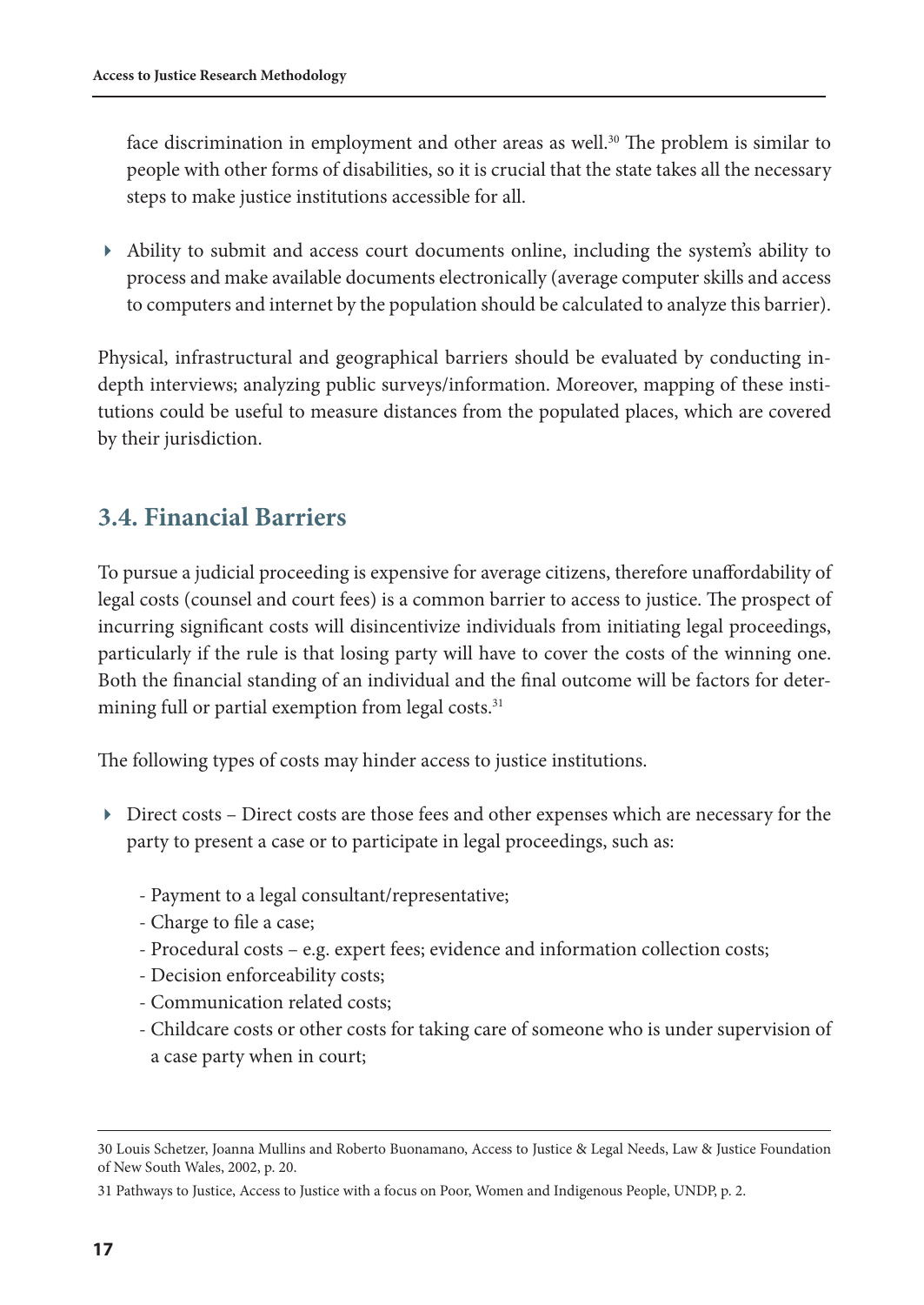face discrimination in employment and other areas as well.[30] The problem is similar to people with other forms of disabilities, so it is crucial that the state takes all the necessary steps to make justice institutions accessible for all.

- Ability to submit and access court documents online, including the system's ability to process and make available documents electronically (average computer skills and access to computers and internet by the population should be calculated to analyze this barrier).

Physical, infrastructural and geographical barriers should be evaluated by conducting in-depth interviews; analyzing public surveys/information. Moreover, mapping of these institutions could be useful to measure distances from the populated places, which are covered by their jurisdiction.

## 3.4. Financial Barriers

To pursue a judicial proceeding is expensive for average citizens, therefore unaffordability of legal costs (counsel and court fees) is a common barrier to access to justice. The prospect of incurring significant costs will disincentivize individuals from initiating legal proceedings, particularly if the rule is that losing party will have to cover the costs of the winning one. Both the financial standing of an individual and the final outcome will be factors for determining full or partial exemption from legal costs.[31]

The following types of costs may hinder access to justice institutions.

- Direct costs – Direct costs are those fees and other expenses which are necessary for the party to present a case or to participate in legal proceedings, such as:
  - Payment to a legal consultant/representative;
  - Charge to file a case;
  - Procedural costs – e.g. expert fees; evidence and information collection costs;
  - Decision enforceability costs;
  - Communication related costs;
  - Childcare costs or other costs for taking care of someone who is under supervision of a case party when in court;

---

30 Louis Schetzer, Joanna Mullins and Roberto Buonamano, Access to Justice & Legal Needs, Law & Justice Foundation of New South Wales, 2002, p. 20.

31 Pathways to Justice, Access to Justice with a focus on Poor, Women and Indigenous People, UNDP, p. 2.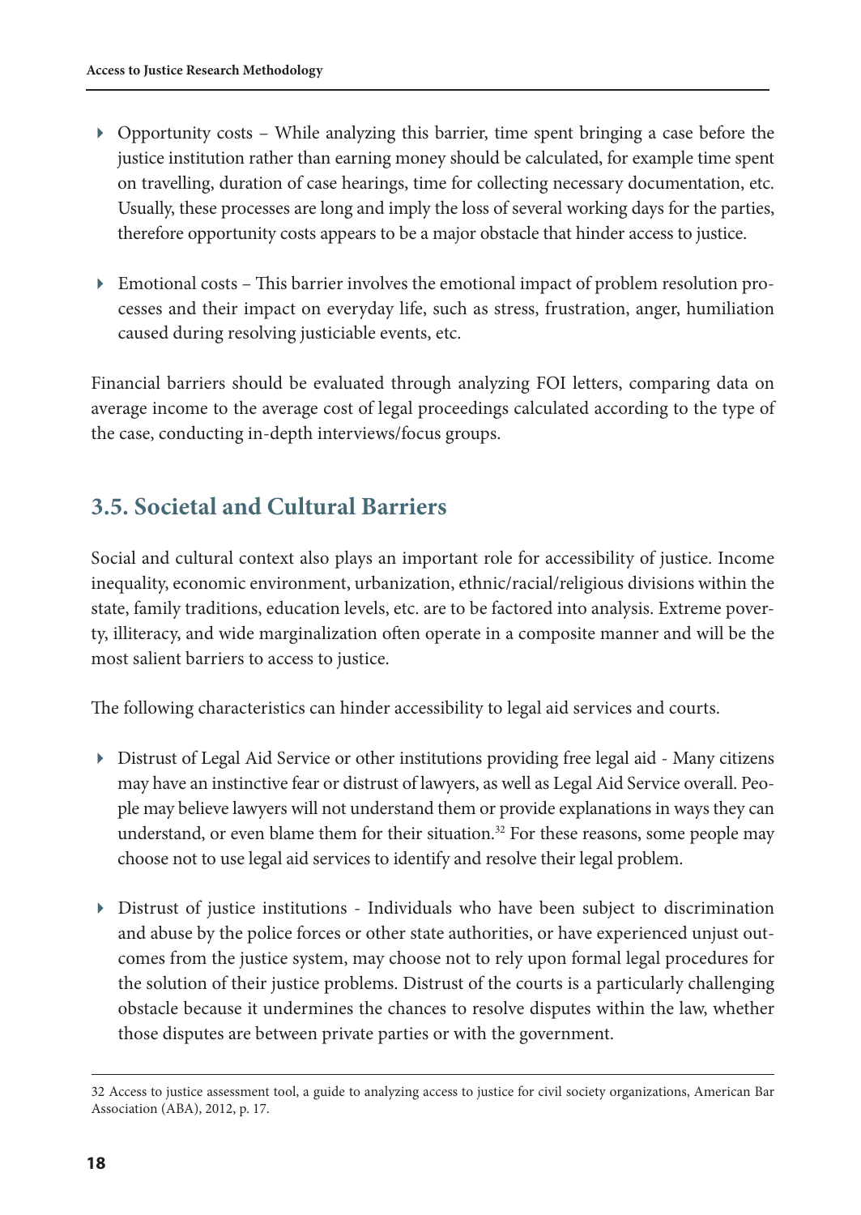- Opportunity costs – While analyzing this barrier, time spent bringing a case before the justice institution rather than earning money should be calculated, for example time spent on travelling, duration of case hearings, time for collecting necessary documentation, etc. Usually, these processes are long and imply the loss of several working days for the parties, therefore opportunity costs appears to be a major obstacle that hinder access to justice.

- Emotional costs – This barrier involves the emotional impact of problem resolution processes and their impact on everyday life, such as stress, frustration, anger, humiliation caused during resolving justiciable events, etc.

Financial barriers should be evaluated through analyzing FOI letters, comparing data on average income to the average cost of legal proceedings calculated according to the type of the case, conducting in-depth interviews/focus groups.

## 3.5. Societal and Cultural Barriers

Social and cultural context also plays an important role for accessibility of justice. Income inequality, economic environment, urbanization, ethnic/racial/religious divisions within the state, family traditions, education levels, etc. are to be factored into analysis. Extreme poverty, illiteracy, and wide marginalization often operate in a composite manner and will be the most salient barriers to access to justice.

The following characteristics can hinder accessibility to legal aid services and courts.

- Distrust of Legal Aid Service or other institutions providing free legal aid - Many citizens may have an instinctive fear or distrust of lawyers, as well as Legal Aid Service overall. People may believe lawyers will not understand them or provide explanations in ways they can understand, or even blame them for their situation.[32] For these reasons, some people may choose not to use legal aid services to identify and resolve their legal problem.

- Distrust of justice institutions - Individuals who have been subject to discrimination and abuse by the police forces or other state authorities, or have experienced unjust outcomes from the justice system, may choose not to rely upon formal legal procedures for the solution of their justice problems. Distrust of the courts is a particularly challenging obstacle because it undermines the chances to resolve disputes within the law, whether those disputes are between private parties or with the government.

---

32 Access to justice assessment tool, a guide to analyzing access to justice for civil society organizations, American Bar Association (ABA), 2012, p. 17.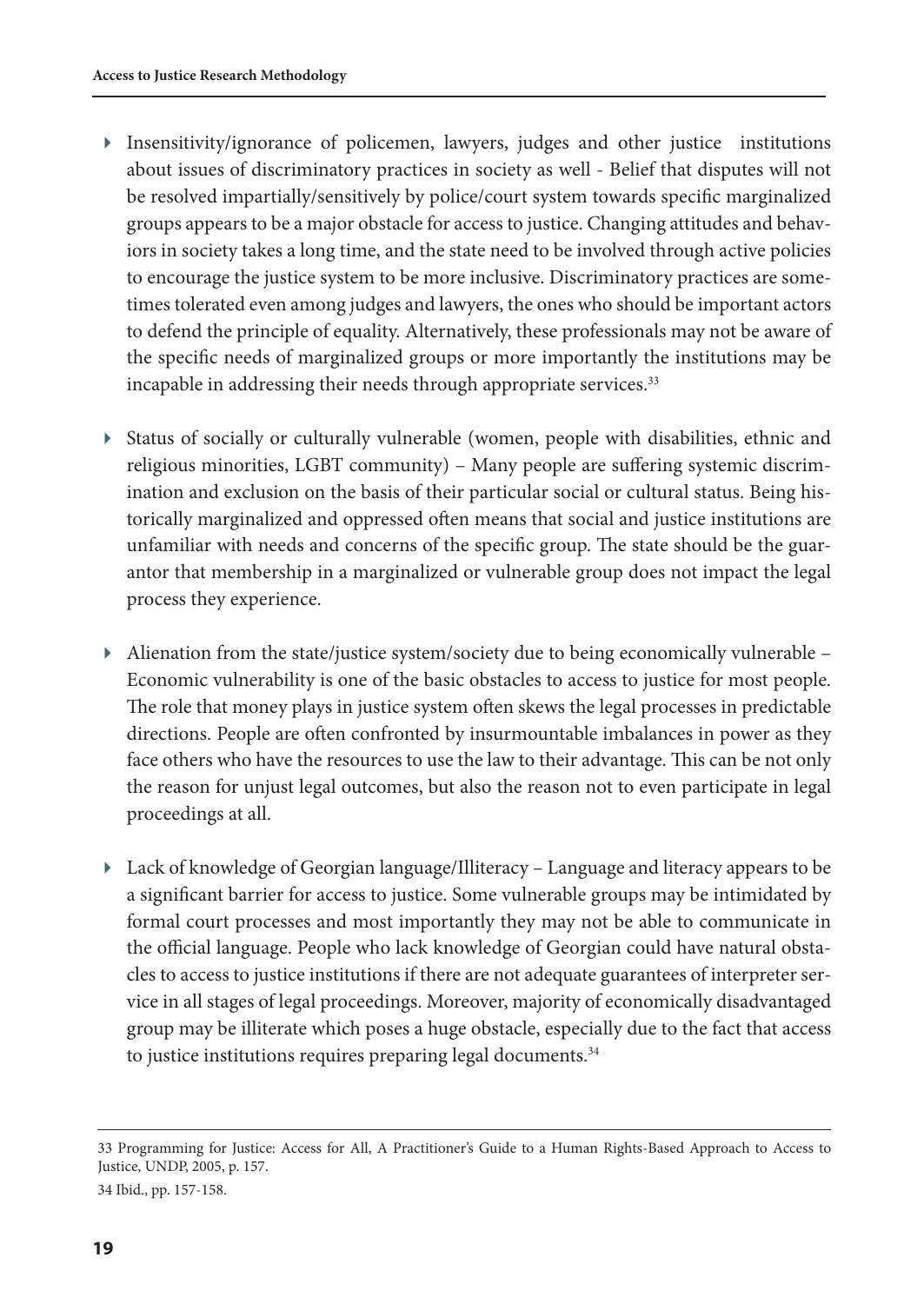- Insensitivity/ignorance of policemen, lawyers, judges and other justice institutions about issues of discriminatory practices in society as well - Belief that disputes will not be resolved impartially/sensitively by police/court system towards specific marginalized groups appears to be a major obstacle for access to justice. Changing attitudes and behaviors in society takes a long time, and the state need to be involved through active policies to encourage the justice system to be more inclusive. Discriminatory practices are sometimes tolerated even among judges and lawyers, the ones who should be important actors to defend the principle of equality. Alternatively, these professionals may not be aware of the specific needs of marginalized groups or more importantly the institutions may be incapable in addressing their needs through appropriate services.[33]

- Status of socially or culturally vulnerable (women, people with disabilities, ethnic and religious minorities, LGBT community) – Many people are suffering systemic discrimination and exclusion on the basis of their particular social or cultural status. Being historically marginalized and oppressed often means that social and justice institutions are unfamiliar with needs and concerns of the specific group. The state should be the guarantor that membership in a marginalized or vulnerable group does not impact the legal process they experience.

- Alienation from the state/justice system/society due to being economically vulnerable – Economic vulnerability is one of the basic obstacles to access to justice for most people. The role that money plays in justice system often skews the legal processes in predictable directions. People are often confronted by insurmountable imbalances in power as they face others who have the resources to use the law to their advantage. This can be not only the reason for unjust legal outcomes, but also the reason not to even participate in legal proceedings at all.

- Lack of knowledge of Georgian language/Illiteracy – Language and literacy appears to be a significant barrier for access to justice. Some vulnerable groups may be intimidated by formal court processes and most importantly they may not be able to communicate in the official language. People who lack knowledge of Georgian could have natural obstacles to access to justice institutions if there are not adequate guarantees of interpreter service in all stages of legal proceedings. Moreover, majority of economically disadvantaged group may be illiterate which poses a huge obstacle, especially due to the fact that access to justice institutions requires preparing legal documents.[34]

---

33 Programming for Justice: Access for All, A Practitioner's Guide to a Human Rights-Based Approach to Access to Justice, UNDP, 2005, p. 157.

34 Ibid., pp. 157-158.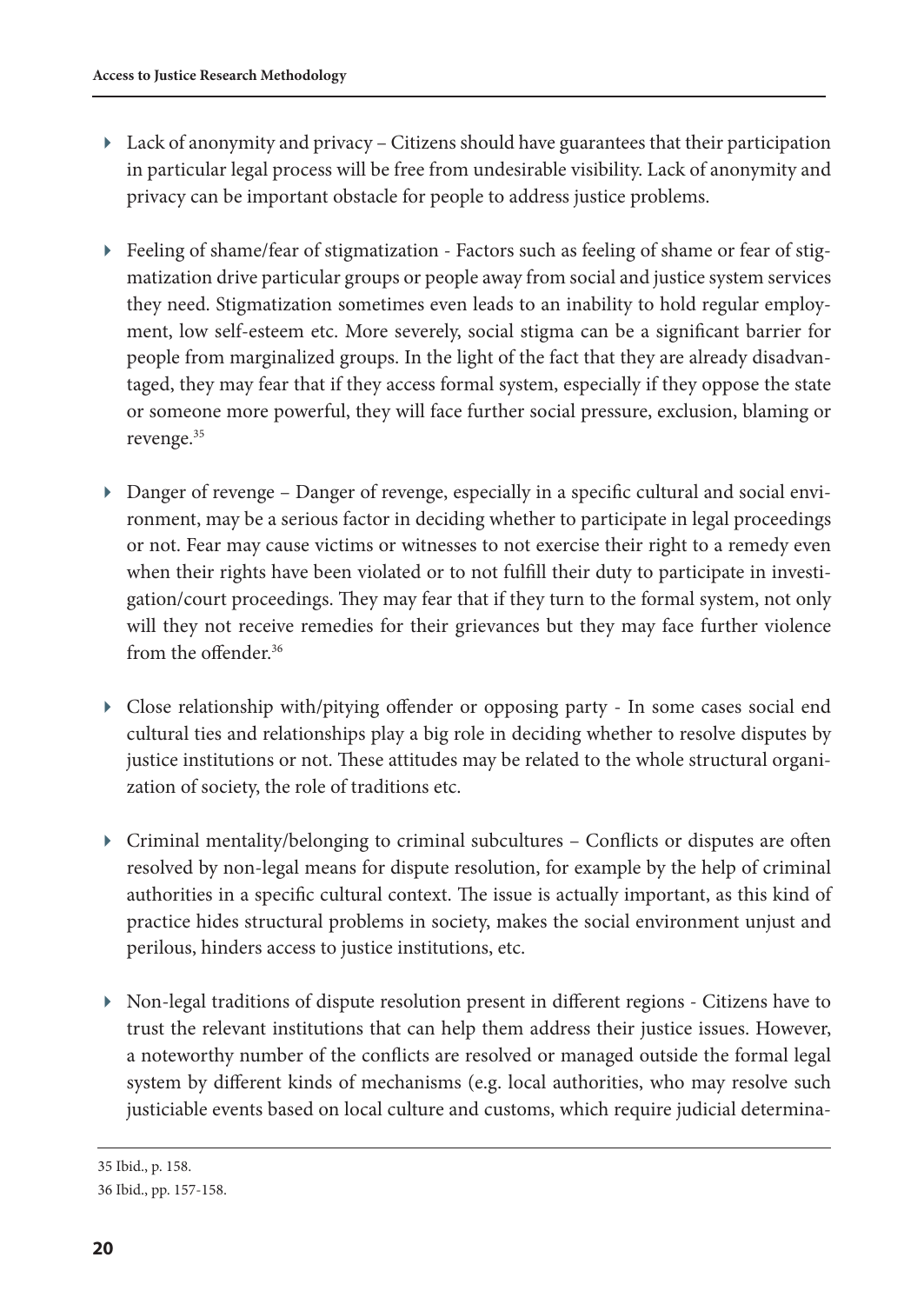- Lack of anonymity and privacy – Citizens should have guarantees that their participation in particular legal process will be free from undesirable visibility. Lack of anonymity and privacy can be important obstacle for people to address justice problems.

- Feeling of shame/fear of stigmatization - Factors such as feeling of shame or fear of stigmatization drive particular groups or people away from social and justice system services they need. Stigmatization sometimes even leads to an inability to hold regular employment, low self-esteem etc. More severely, social stigma can be a significant barrier for people from marginalized groups. In the light of the fact that they are already disadvantaged, they may fear that if they access formal system, especially if they oppose the state or someone more powerful, they will face further social pressure, exclusion, blaming or revenge.[35]

- Danger of revenge – Danger of revenge, especially in a specific cultural and social environment, may be a serious factor in deciding whether to participate in legal proceedings or not. Fear may cause victims or witnesses to not exercise their right to a remedy even when their rights have been violated or to not fulfill their duty to participate in investigation/court proceedings. They may fear that if they turn to the formal system, not only will they not receive remedies for their grievances but they may face further violence from the offender.[36]

- Close relationship with/pitying offender or opposing party - In some cases social end cultural ties and relationships play a big role in deciding whether to resolve disputes by justice institutions or not. These attitudes may be related to the whole structural organization of society, the role of traditions etc.

- Criminal mentality/belonging to criminal subcultures – Conflicts or disputes are often resolved by non-legal means for dispute resolution, for example by the help of criminal authorities in a specific cultural context. The issue is actually important, as this kind of practice hides structural problems in society, makes the social environment unjust and perilous, hinders access to justice institutions, etc.

- Non-legal traditions of dispute resolution present in different regions - Citizens have to trust the relevant institutions that can help them address their justice issues. However, a noteworthy number of the conflicts are resolved or managed outside the formal legal system by different kinds of mechanisms (e.g. local authorities, who may resolve such justiciable events based on local culture and customs, which require judicial determina-

---

35 Ibid., p. 158.

36 Ibid., pp. 157-158.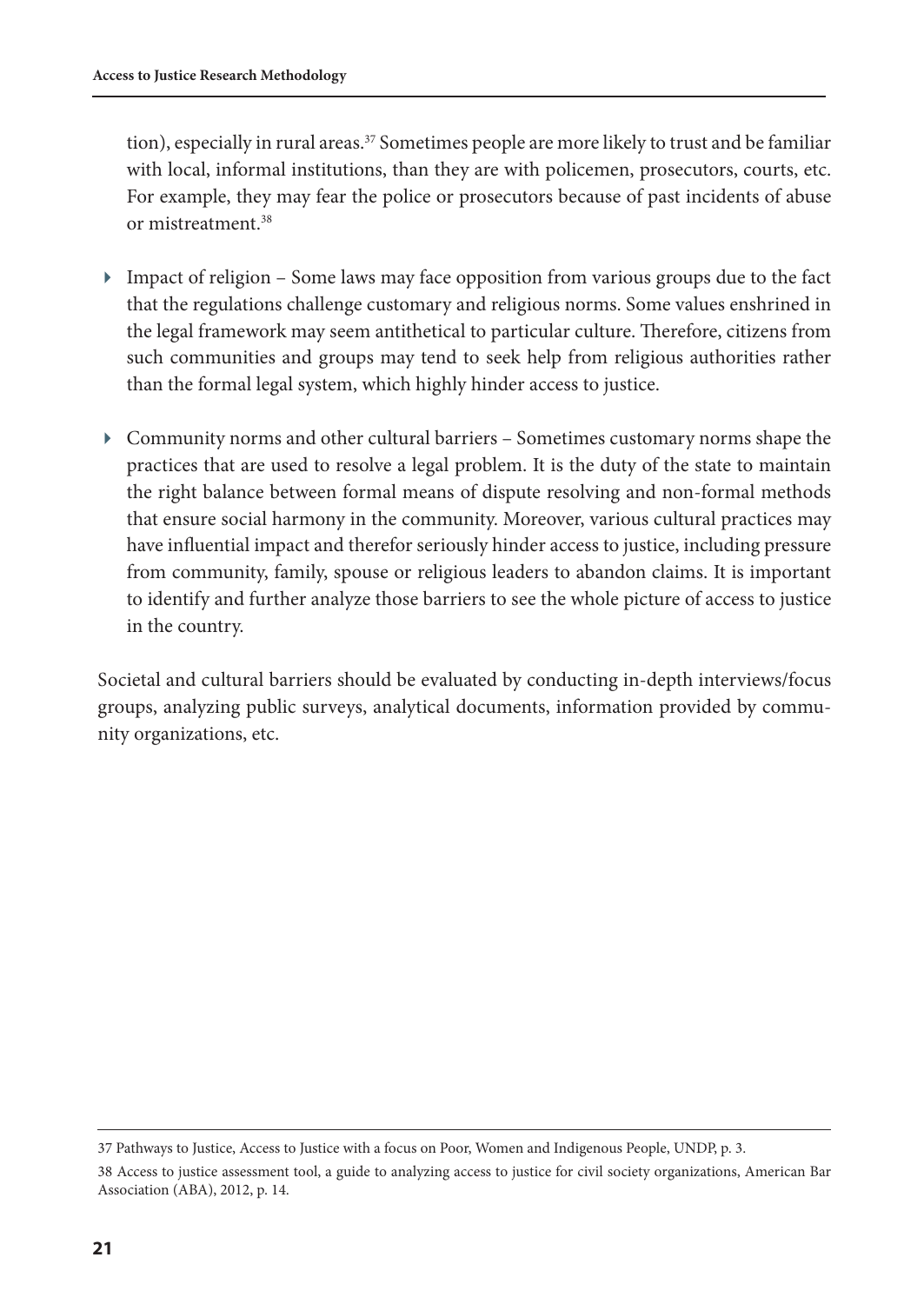tion), especially in rural areas.[37] Sometimes people are more likely to trust and be familiar with local, informal institutions, than they are with policemen, prosecutors, courts, etc. For example, they may fear the police or prosecutors because of past incidents of abuse or mistreatment.[38]

- Impact of religion – Some laws may face opposition from various groups due to the fact that the regulations challenge customary and religious norms. Some values enshrined in the legal framework may seem antithetical to particular culture. Therefore, citizens from such communities and groups may tend to seek help from religious authorities rather than the formal legal system, which highly hinder access to justice.

- Community norms and other cultural barriers – Sometimes customary norms shape the practices that are used to resolve a legal problem. It is the duty of the state to maintain the right balance between formal means of dispute resolving and non-formal methods that ensure social harmony in the community. Moreover, various cultural practices may have influential impact and therefor seriously hinder access to justice, including pressure from community, family, spouse or religious leaders to abandon claims. It is important to identify and further analyze those barriers to see the whole picture of access to justice in the country.

Societal and cultural barriers should be evaluated by conducting in-depth interviews/focus groups, analyzing public surveys, analytical documents, information provided by community organizations, etc.

---

37 Pathways to Justice, Access to Justice with a focus on Poor, Women and Indigenous People, UNDP, p. 3.

38 Access to justice assessment tool, a guide to analyzing access to justice for civil society organizations, American Bar Association (ABA), 2012, p. 14.